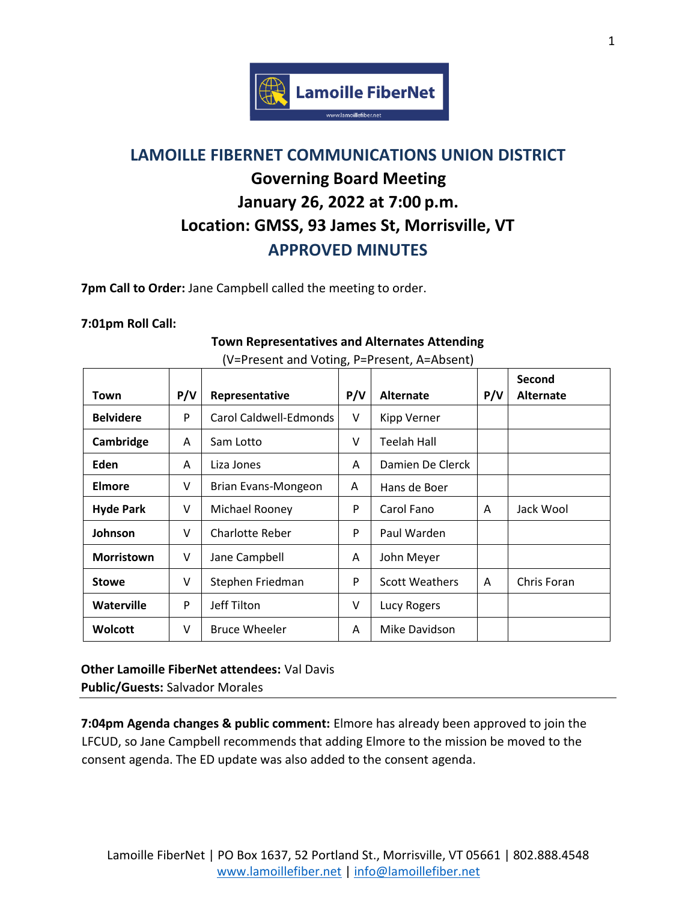# LAMOILLE FIBERNET COMMUNICATIONS UNION DISTRICT

## Governing Board Meeting
## January 26, 2022 at 7:00 p.m.
## Location: GMSS, 93 James St, Morrisville, VT
## APPROVED MINUTES

**7pm Call to Order:** Jane Campbell called the meeting to order.

**7:01pm Roll Call:**

**Town Representatives and Alternates Attending**
(V=Present and Voting, P=Present, A=Absent)

| Town | P/V | Representative | P/V | Alternate | P/V | Second Alternate |
|---|---|---|---|---|---|---|
| **Belvidere** | P | Carol Caldwell-Edmonds | V | Kipp Verner | | |
| **Cambridge** | A | Sam Lotto | V | Teelah Hall | | |
| **Eden** | A | Liza Jones | A | Damien De Clerck | | |
| **Elmore** | V | Brian Evans-Mongeon | A | Hans de Boer | | |
| **Hyde Park** | V | Michael Rooney | P | Carol Fano | A | Jack Wool |
| **Johnson** | V | Charlotte Reber | P | Paul Warden | | |
| **Morristown** | V | Jane Campbell | A | John Meyer | | |
| **Stowe** | V | Stephen Friedman | P | Scott Weathers | A | Chris Foran |
| **Waterville** | P | Jeff Tilton | V | Lucy Rogers | | |
| **Wolcott** | V | Bruce Wheeler | A | Mike Davidson | | |

**Other Lamoille FiberNet attendees:** Val Davis
**Public/Guests:** Salvador Morales

---

**7:04pm Agenda changes & public comment:** Elmore has already been approved to join the LFCUD, so Jane Campbell recommends that adding Elmore to the mission be moved to the consent agenda. The ED update was also added to the consent agenda.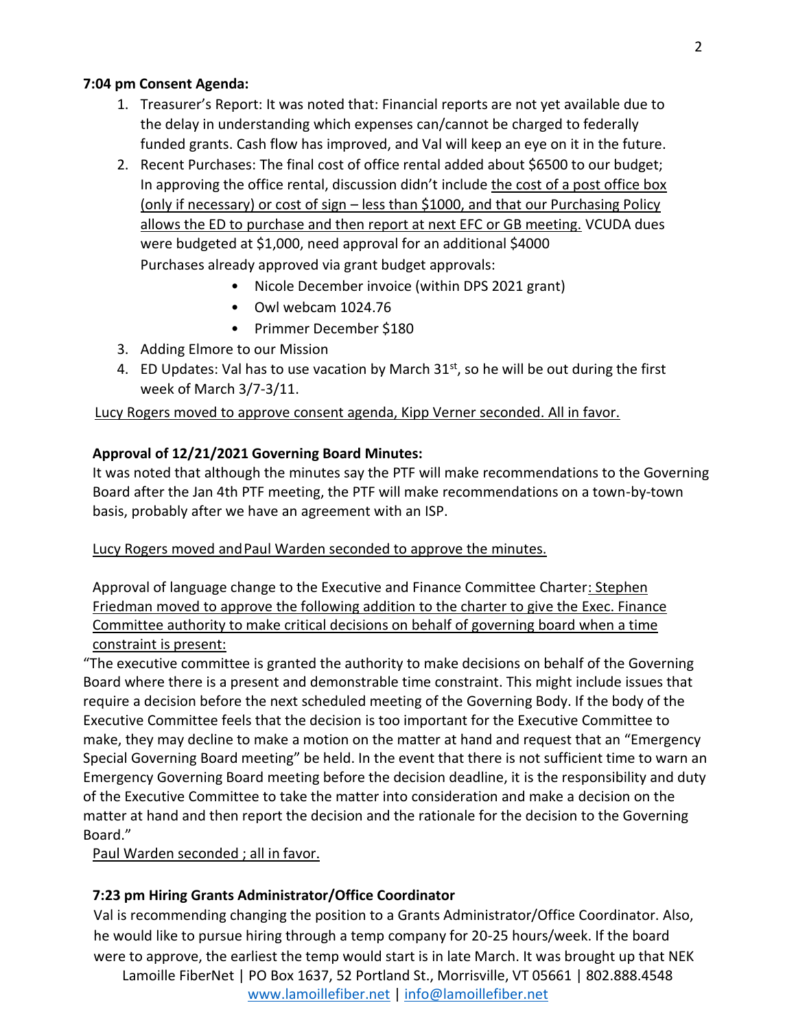**7:04 pm Consent Agenda:**

1. Treasurer's Report: It was noted that: Financial reports are not yet available due to the delay in understanding which expenses can/cannot be charged to federally funded grants. Cash flow has improved, and Val will keep an eye on it in the future.
2. Recent Purchases: The final cost of office rental added about $6500 to our budget; In approving the office rental, discussion didn't include the cost of a post office box (only if necessary) or cost of sign – less than $1000, and that our Purchasing Policy allows the ED to purchase and then report at next EFC or GB meeting. VCUDA dues were budgeted at $1,000, need approval for an additional $4000
   Purchases already approved via grant budget approvals:
   - Nicole December invoice (within DPS 2021 grant)
   - Owl webcam 1024.76
   - Primmer December $180
3. Adding Elmore to our Mission
4. ED Updates: Val has to use vacation by March 31st, so he will be out during the first week of March 3/7-3/11.

Lucy Rogers moved to approve consent agenda, Kipp Verner seconded. All in favor.

**Approval of 12/21/2021 Governing Board Minutes:**

It was noted that although the minutes say the PTF will make recommendations to the Governing Board after the Jan 4th PTF meeting, the PTF will make recommendations on a town-by-town basis, probably after we have an agreement with an ISP.

Lucy Rogers moved and Paul Warden seconded to approve the minutes.

Approval of language change to the Executive and Finance Committee Charter: Stephen Friedman moved to approve the following addition to the charter to give the Exec. Finance Committee authority to make critical decisions on behalf of governing board when a time constraint is present:

"The executive committee is granted the authority to make decisions on behalf of the Governing Board where there is a present and demonstrable time constraint. This might include issues that require a decision before the next scheduled meeting of the Governing Body. If the body of the Executive Committee feels that the decision is too important for the Executive Committee to make, they may decline to make a motion on the matter at hand and request that an "Emergency Special Governing Board meeting" be held. In the event that there is not sufficient time to warn an Emergency Governing Board meeting before the decision deadline, it is the responsibility and duty of the Executive Committee to take the matter into consideration and make a decision on the matter at hand and then report the decision and the rationale for the decision to the Governing Board."

Paul Warden seconded ; all in favor.

**7:23 pm Hiring Grants Administrator/Office Coordinator**

Val is recommending changing the position to a Grants Administrator/Office Coordinator. Also, he would like to pursue hiring through a temp company for 20-25 hours/week. If the board were to approve, the earliest the temp would start is in late March. It was brought up that NEK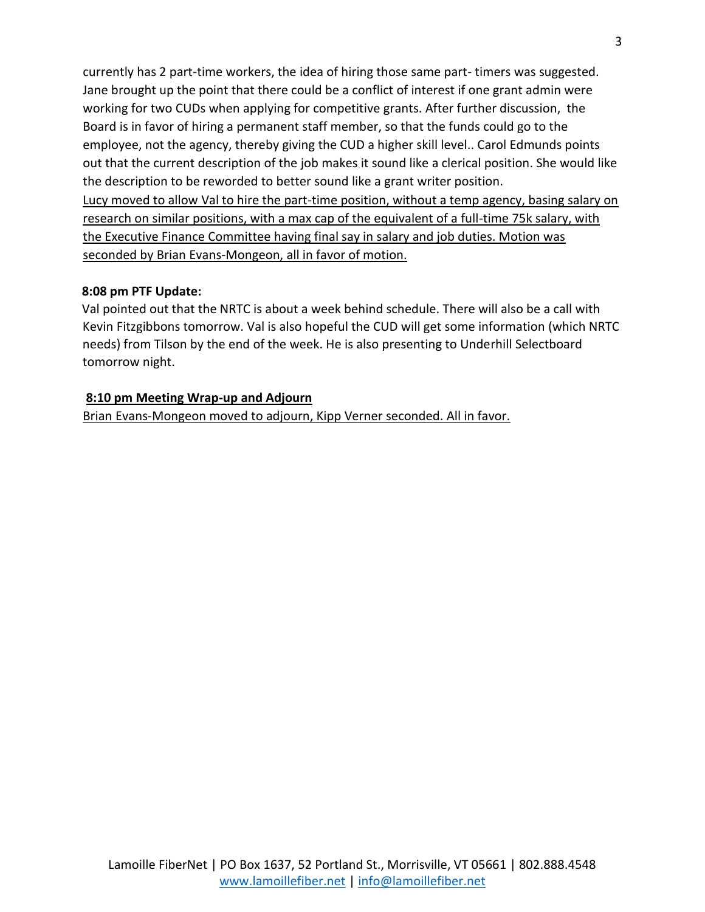currently has 2 part-time workers, the idea of hiring those same part- timers was suggested. Jane brought up the point that there could be a conflict of interest if one grant admin were working for two CUDs when applying for competitive grants. After further discussion, the Board is in favor of hiring a permanent staff member, so that the funds could go to the employee, not the agency, thereby giving the CUD a higher skill level.. Carol Edmunds points out that the current description of the job makes it sound like a clerical position. She would like the description to be reworded to better sound like a grant writer position.

<u>Lucy moved to allow Val to hire the part-time position, without a temp agency, basing salary on research on similar positions, with a max cap of the equivalent of a full-time 75k salary, with the Executive Finance Committee having final say in salary and job duties. Motion was seconded by Brian Evans-Mongeon, all in favor of motion.</u>

**8:08 pm PTF Update:**

Val pointed out that the NRTC is about a week behind schedule. There will also be a call with Kevin Fitzgibbons tomorrow. Val is also hopeful the CUD will get some information (which NRTC needs) from Tilson by the end of the week. He is also presenting to Underhill Selectboard tomorrow night.

**<u>8:10 pm Meeting Wrap-up and Adjourn</u>**

<u>Brian Evans-Mongeon moved to adjourn, Kipp Verner seconded. All in favor.</u>

Lamoille FiberNet | PO Box 1637, 52 Portland St., Morrisville, VT 05661 | 802.888.4548
www.lamoillefiber.net | info@lamoillefiber.net